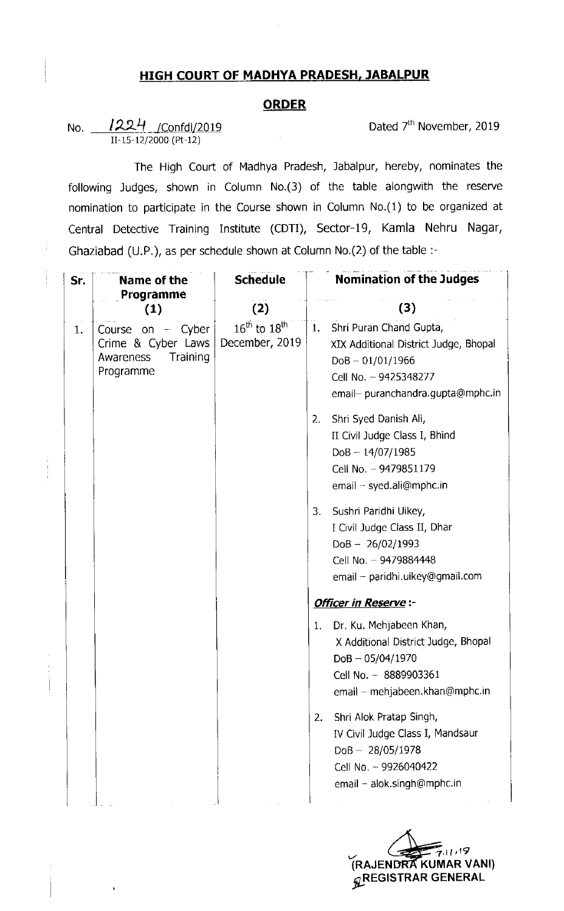## HIGH COURT OF MADHYA PRADESH, JABALPUR

## ORDER

No. 1224 /Confdl/2019
II-15-12/2000 (Pt-12)

Dated 7th November, 2019

The High Court of Madhya Pradesh, Jabalpur, hereby, nominates the following Judges, shown in Column No.(3) of the table alongwith the reserve nomination to participate in the Course shown in Column No.(1) to be organized at Central Detective Training Institute (CDTI), Sector-19, Kamla Nehru Nagar, Ghaziabad (U.P.), as per schedule shown at Column No.(2) of the table :-

| Sr. | Name of the Programme (1) | Schedule (2) | Nomination of the Judges (3) |
|---|---|---|---|
| 1. | Course on - Cyber Crime & Cyber Laws Awareness Training Programme | 16th to 18th December, 2019 | 1. Shri Puran Chand Gupta, XIX Additional District Judge, Bhopal, DoB - 01/01/1966, Cell No. - 9425348277, email- puranchandra.gupta@mphc.in<br><br>2. Shri Syed Danish Ali, II Civil Judge Class I, Bhind, DoB - 14/07/1985, Cell No. - 9479851179, email - syed.ali@mphc.in<br><br>3. Sushri Paridhi Uikey, I Civil Judge Class II, Dhar, DoB - 26/02/1993, Cell No. - 9479884448, email - paridhi.uikey@gmail.com<br><br>***Officer in Reserve*** :-<br><br>1. Dr. Ku. Mehjabeen Khan, X Additional District Judge, Bhopal, DoB - 05/04/1970, Cell No. - 8889903361, email - mehjabeen.khan@mphc.in<br><br>2. Shri Alok Pratap Singh, IV Civil Judge Class I, Mandsaur, DoB - 28/05/1978, Cell No. - 9926040422, email - alok.singh@mphc.in |

7.11.19
(RAJENDRA KUMAR VANI)
REGISTRAR GENERAL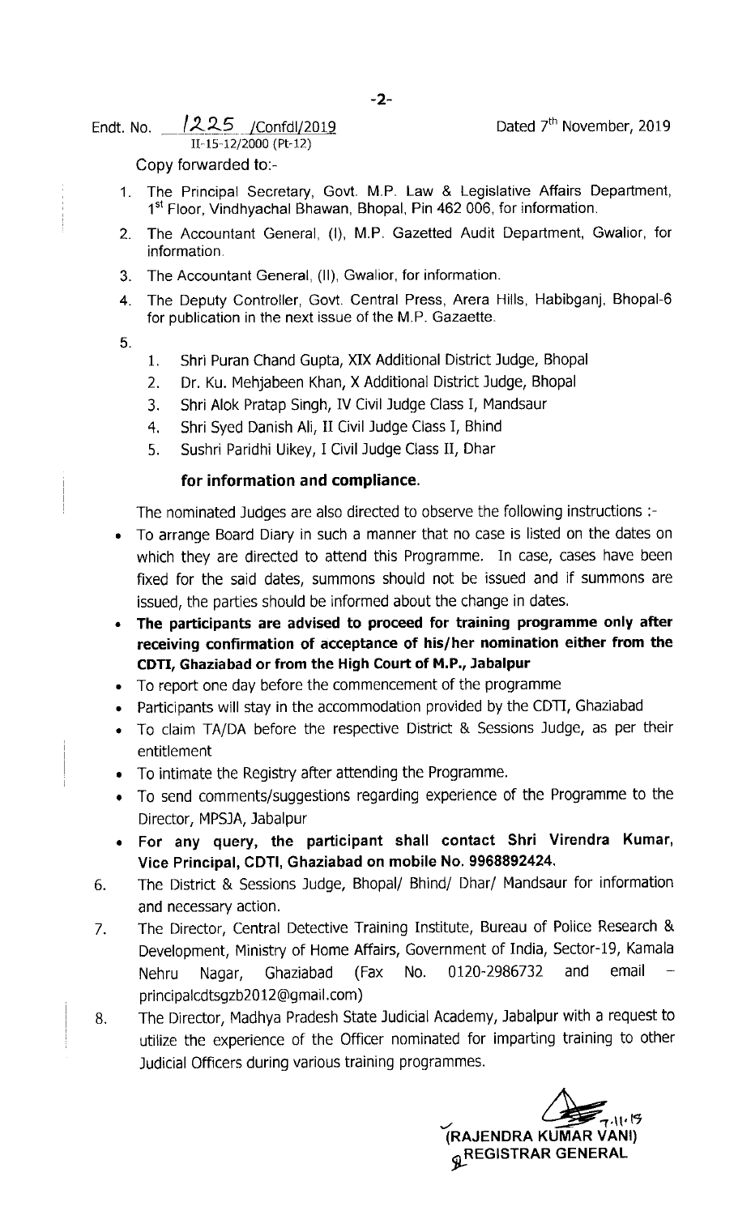Endt. No. 1225 /Confdl/2019
II-15-12/2000 (Pt-12)

Dated 7th November, 2019

Copy forwarded to:-

1. The Principal Secretary, Govt. M.P. Law & Legislative Affairs Department, 1st Floor, Vindhyachal Bhawan, Bhopal, Pin 462 006, for information.
2. The Accountant General, (I), M.P. Gazetted Audit Department, Gwalior, for information.
3. The Accountant General, (II), Gwalior, for information.
4. The Deputy Controller, Govt. Central Press, Arera Hills, Habibganj, Bhopal-6 for publication in the next issue of the M.P. Gazaette.
5. 
    1. Shri Puran Chand Gupta, XIX Additional District Judge, Bhopal
    2. Dr. Ku. Mehjabeen Khan, X Additional District Judge, Bhopal
    3. Shri Alok Pratap Singh, IV Civil Judge Class I, Mandsaur
    4. Shri Syed Danish Ali, II Civil Judge Class I, Bhind
    5. Sushri Paridhi Uikey, I Civil Judge Class II, Dhar

    **for information and compliance.**

    The nominated Judges are also directed to observe the following instructions :-

    - To arrange Board Diary in such a manner that no case is listed on the dates on which they are directed to attend this Programme. In case, cases have been fixed for the said dates, summons should not be issued and if summons are issued, the parties should be informed about the change in dates.
    - **The participants are advised to proceed for training programme only after receiving confirmation of acceptance of his/her nomination either from the CDTI, Ghaziabad or from the High Court of M.P., Jabalpur**
    - To report one day before the commencement of the programme
    - Participants will stay in the accommodation provided by the CDTI, Ghaziabad
    - To claim TA/DA before the respective District & Sessions Judge, as per their entitlement
    - To intimate the Registry after attending the Programme.
    - To send comments/suggestions regarding experience of the Programme to the Director, MPSJA, Jabalpur
    - **For any query, the participant shall contact Shri Virendra Kumar, Vice Principal, CDTI, Ghaziabad on mobile No. 9968892424.**
6. The District & Sessions Judge, Bhopal/ Bhind/ Dhar/ Mandsaur for information and necessary action.
7. The Director, Central Detective Training Institute, Bureau of Police Research & Development, Ministry of Home Affairs, Government of India, Sector-19, Kamala Nehru Nagar, Ghaziabad (Fax No. 0120-2986732 and email – principalcdtsgzb2012@gmail.com)
8. The Director, Madhya Pradesh State Judicial Academy, Jabalpur with a request to utilize the experience of the Officer nominated for imparting training to other Judicial Officers during various training programmes.

7.11.19
**(RAJENDRA KUMAR VANI)**
**REGISTRAR GENERAL**